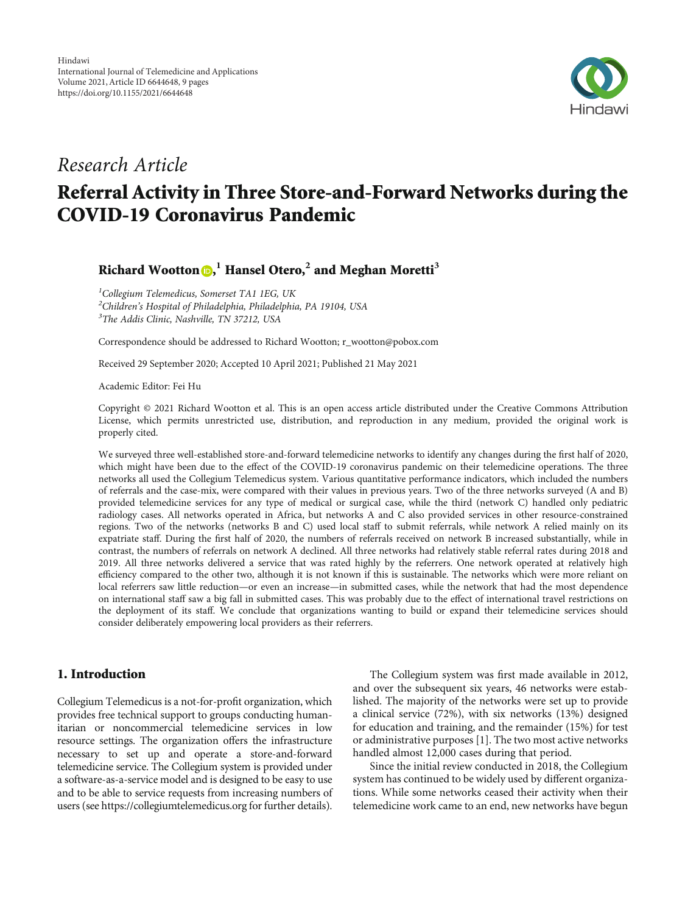Hindawi
International Journal of Telemedicine and Applications
Volume 2021, Article ID 6644648, 9 pages
https://doi.org/10.1155/2021/6644648

*Research Article*

# Referral Activity in Three Store-and-Forward Networks during the COVID-19 Coronavirus Pandemic

**Richard Wootton,[1] Hansel Otero,[2] and Meghan Moretti[3]**

[1] *Collegium Telemedicus, Somerset TA1 1EG, UK*
[2] *Children's Hospital of Philadelphia, Philadelphia, PA 19104, USA*
[3] *The Addis Clinic, Nashville, TN 37212, USA*

Correspondence should be addressed to Richard Wootton; r_wootton@pobox.com

Received 29 September 2020; Accepted 10 April 2021; Published 21 May 2021

Academic Editor: Fei Hu

Copyright © 2021 Richard Wootton et al. This is an open access article distributed under the Creative Commons Attribution License, which permits unrestricted use, distribution, and reproduction in any medium, provided the original work is properly cited.

We surveyed three well-established store-and-forward telemedicine networks to identify any changes during the first half of 2020, which might have been due to the effect of the COVID-19 coronavirus pandemic on their telemedicine operations. The three networks all used the Collegium Telemedicus system. Various quantitative performance indicators, which included the numbers of referrals and the case-mix, were compared with their values in previous years. Two of the three networks surveyed (A and B) provided telemedicine services for any type of medical or surgical case, while the third (network C) handled only pediatric radiology cases. All networks operated in Africa, but networks A and C also provided services in other resource-constrained regions. Two of the networks (networks B and C) used local staff to submit referrals, while network A relied mainly on its expatriate staff. During the first half of 2020, the numbers of referrals received on network B increased substantially, while in contrast, the numbers of referrals on network A declined. All three networks had relatively stable referral rates during 2018 and 2019. All three networks delivered a service that was rated highly by the referrers. One network operated at relatively high efficiency compared to the other two, although it is not known if this is sustainable. The networks which were more reliant on local referrers saw little reduction—or even an increase—in submitted cases, while the network that had the most dependence on international staff saw a big fall in submitted cases. This was probably due to the effect of international travel restrictions on the deployment of its staff. We conclude that organizations wanting to build or expand their telemedicine services should consider deliberately empowering local providers as their referrers.

## 1. Introduction

Collegium Telemedicus is a not-for-profit organization, which provides free technical support to groups conducting humanitarian or noncommercial telemedicine services in low resource settings. The organization offers the infrastructure necessary to set up and operate a store-and-forward telemedicine service. The Collegium system is provided under a software-as-a-service model and is designed to be easy to use and to be able to service requests from increasing numbers of users (see https://collegiumtelemedicus.org for further details).

The Collegium system was first made available in 2012, and over the subsequent six years, 46 networks were established. The majority of the networks were set up to provide a clinical service (72%), with six networks (13%) designed for education and training, and the remainder (15%) for test or administrative purposes [1]. The two most active networks handled almost 12,000 cases during that period.

Since the initial review conducted in 2018, the Collegium system has continued to be widely used by different organizations. While some networks ceased their activity when their telemedicine work came to an end, new networks have begun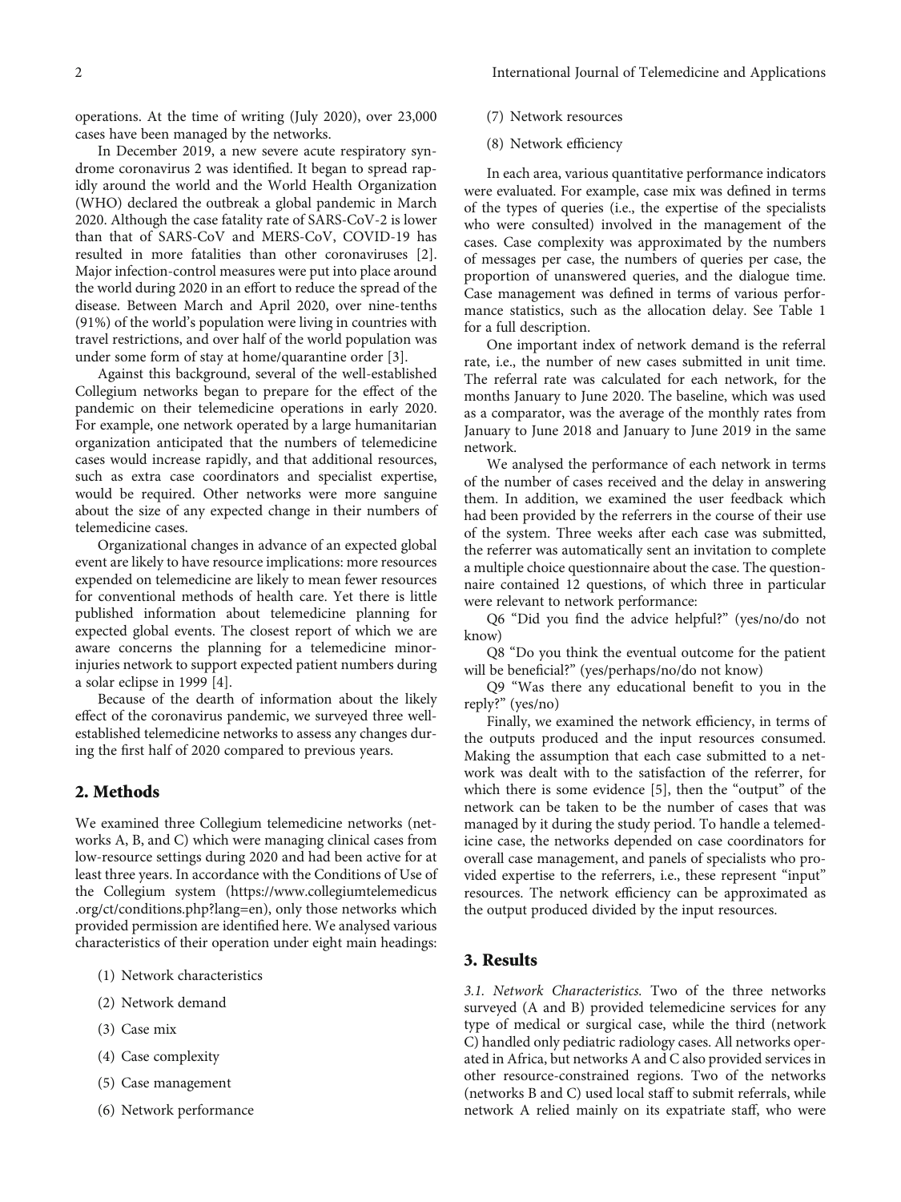operations. At the time of writing (July 2020), over 23,000 cases have been managed by the networks.

In December 2019, a new severe acute respiratory syndrome coronavirus 2 was identified. It began to spread rapidly around the world and the World Health Organization (WHO) declared the outbreak a global pandemic in March 2020. Although the case fatality rate of SARS-CoV-2 is lower than that of SARS-CoV and MERS-CoV, COVID-19 has resulted in more fatalities than other coronaviruses [2]. Major infection-control measures were put into place around the world during 2020 in an effort to reduce the spread of the disease. Between March and April 2020, over nine-tenths (91%) of the world's population were living in countries with travel restrictions, and over half of the world population was under some form of stay at home/quarantine order [3].

Against this background, several of the well-established Collegium networks began to prepare for the effect of the pandemic on their telemedicine operations in early 2020. For example, one network operated by a large humanitarian organization anticipated that the numbers of telemedicine cases would increase rapidly, and that additional resources, such as extra case coordinators and specialist expertise, would be required. Other networks were more sanguine about the size of any expected change in their numbers of telemedicine cases.

Organizational changes in advance of an expected global event are likely to have resource implications: more resources expended on telemedicine are likely to mean fewer resources for conventional methods of health care. Yet there is little published information about telemedicine planning for expected global events. The closest report of which we are aware concerns the planning for a telemedicine minor-injuries network to support expected patient numbers during a solar eclipse in 1999 [4].

Because of the dearth of information about the likely effect of the coronavirus pandemic, we surveyed three well-established telemedicine networks to assess any changes during the first half of 2020 compared to previous years.

## 2. Methods

We examined three Collegium telemedicine networks (networks A, B, and C) which were managing clinical cases from low-resource settings during 2020 and had been active for at least three years. In accordance with the Conditions of Use of the Collegium system (https://www.collegiumtelemedicus.org/ct/conditions.php?lang=en), only those networks which provided permission are identified here. We analysed various characteristics of their operation under eight main headings:

(1) Network characteristics

(2) Network demand

(3) Case mix

(4) Case complexity

(5) Case management

(6) Network performance

(7) Network resources

(8) Network efficiency

In each area, various quantitative performance indicators were evaluated. For example, case mix was defined in terms of the types of queries (i.e., the expertise of the specialists who were consulted) involved in the management of the cases. Case complexity was approximated by the numbers of messages per case, the numbers of queries per case, the proportion of unanswered queries, and the dialogue time. Case management was defined in terms of various performance statistics, such as the allocation delay. See Table 1 for a full description.

One important index of network demand is the referral rate, i.e., the number of new cases submitted in unit time. The referral rate was calculated for each network, for the months January to June 2020. The baseline, which was used as a comparator, was the average of the monthly rates from January to June 2018 and January to June 2019 in the same network.

We analysed the performance of each network in terms of the number of cases received and the delay in answering them. In addition, we examined the user feedback which had been provided by the referrers in the course of their use of the system. Three weeks after each case was submitted, the referrer was automatically sent an invitation to complete a multiple choice questionnaire about the case. The questionnaire contained 12 questions, of which three in particular were relevant to network performance:

Q6 "Did you find the advice helpful?" (yes/no/do not know)

Q8 "Do you think the eventual outcome for the patient will be beneficial?" (yes/perhaps/no/do not know)

Q9 "Was there any educational benefit to you in the reply?" (yes/no)

Finally, we examined the network efficiency, in terms of the outputs produced and the input resources consumed. Making the assumption that each case submitted to a network was dealt with to the satisfaction of the referrer, for which there is some evidence [5], then the "output" of the network can be taken to be the number of cases that was managed by it during the study period. To handle a telemedicine case, the networks depended on case coordinators for overall case management, and panels of specialists who provided expertise to the referrers, i.e., these represent "input" resources. The network efficiency can be approximated as the output produced divided by the input resources.

## 3. Results

*3.1. Network Characteristics.* Two of the three networks surveyed (A and B) provided telemedicine services for any type of medical or surgical case, while the third (network C) handled only pediatric radiology cases. All networks operated in Africa, but networks A and C also provided services in other resource-constrained regions. Two of the networks (networks B and C) used local staff to submit referrals, while network A relied mainly on its expatriate staff, who were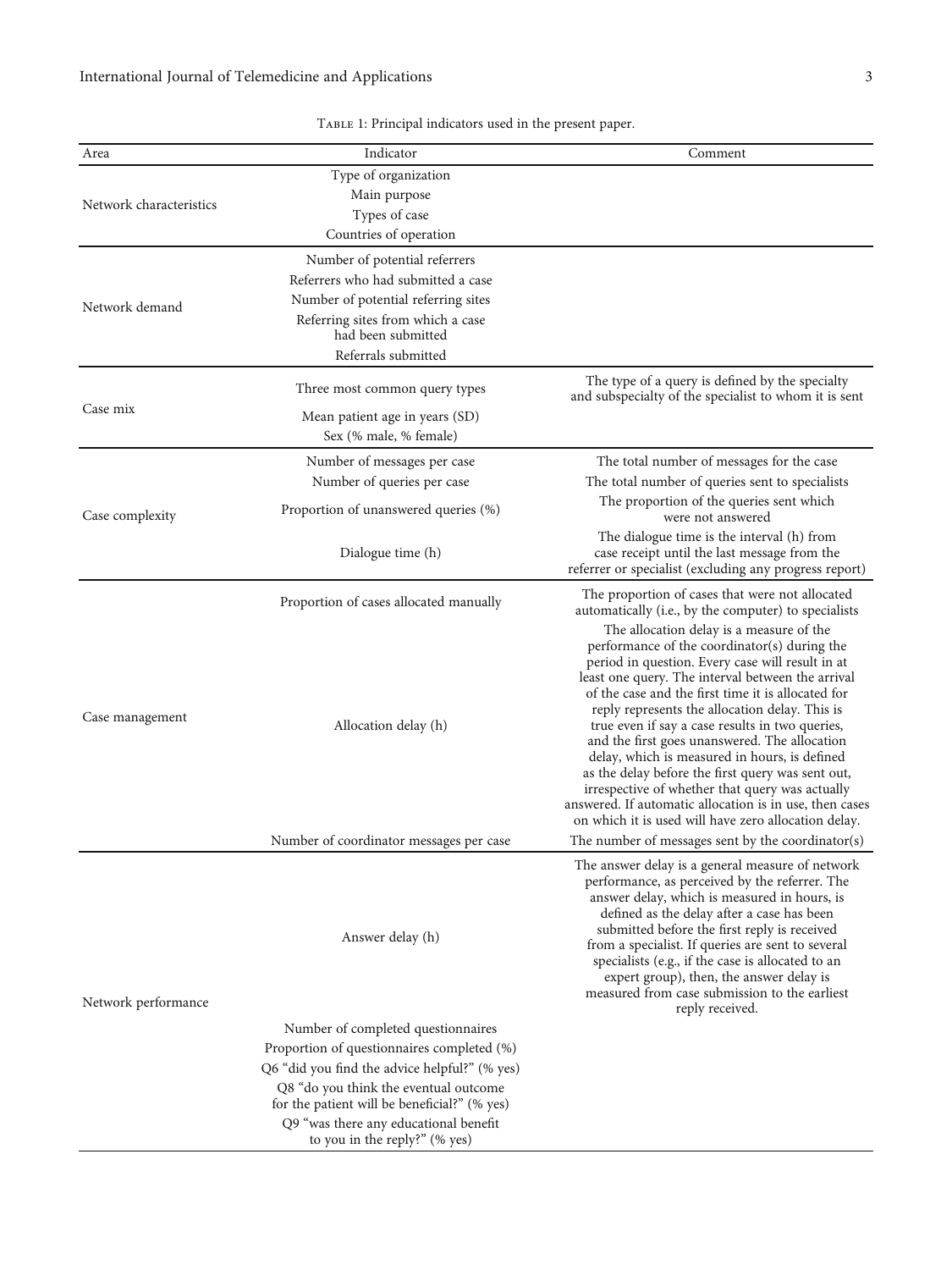Table 1: Principal indicators used in the present paper.

| Area | Indicator | Comment |
|---|---|---|
| Network characteristics | Type of organization | |
| | Main purpose | |
| | Types of case | |
| | Countries of operation | |
| Network demand | Number of potential referrers | |
| | Referrers who had submitted a case | |
| | Number of potential referring sites | |
| | Referring sites from which a case had been submitted | |
| | Referrals submitted | |
| Case mix | Three most common query types | The type of a query is defined by the specialty and subspecialty of the specialist to whom it is sent |
| | Mean patient age in years (SD) | |
| | Sex (% male, % female) | |
| Case complexity | Number of messages per case | The total number of messages for the case |
| | Number of queries per case | The total number of queries sent to specialists |
| | Proportion of unanswered queries (%) | The proportion of the queries sent which were not answered |
| | Dialogue time (h) | The dialogue time is the interval (h) from case receipt until the last message from the referrer or specialist (excluding any progress report) |
| Case management | Proportion of cases allocated manually | The proportion of cases that were not allocated automatically (i.e., by the computer) to specialists |
| | Allocation delay (h) | The allocation delay is a measure of the performance of the coordinator(s) during the period in question. Every case will result in at least one query. The interval between the arrival of the case and the first time it is allocated for reply represents the allocation delay. This is true even if say a case results in two queries, and the first goes unanswered. The allocation delay, which is measured in hours, is defined as the delay before the first query was sent out, irrespective of whether that query was actually answered. If automatic allocation is in use, then cases on which it is used will have zero allocation delay. |
| | Number of coordinator messages per case | The number of messages sent by the coordinator(s) |
| Network performance | Answer delay (h) | The answer delay is a general measure of network performance, as perceived by the referrer. The answer delay, which is measured in hours, is defined as the delay after a case has been submitted before the first reply is received from a specialist. If queries are sent to several specialists (e.g., if the case is allocated to an expert group), then, the answer delay is measured from case submission to the earliest reply received. |
| | Number of completed questionnaires | |
| | Proportion of questionnaires completed (%) | |
| | Q6 "did you find the advice helpful?" (% yes) | |
| | Q8 "do you think the eventual outcome for the patient will be beneficial?" (% yes) | |
| | Q9 "was there any educational benefit to you in the reply?" (% yes) | |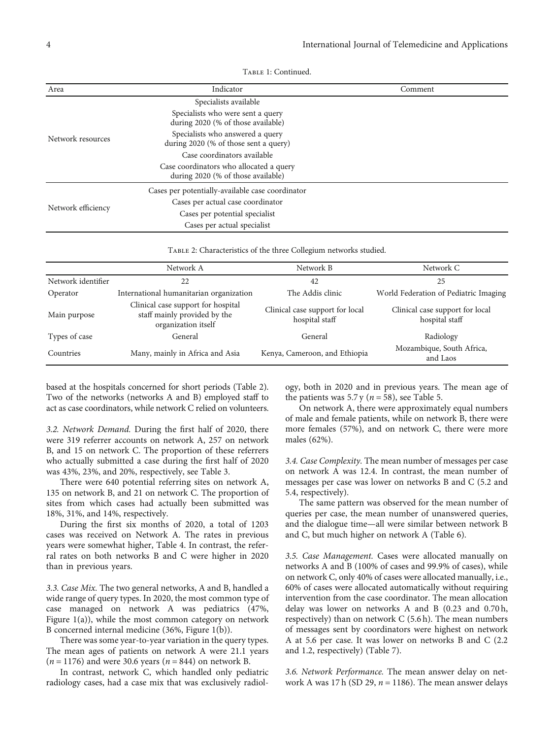Table 1: Continued.

| Area | Indicator | Comment |
|---|---|---|
| Network resources | Specialists available | |
| | Specialists who were sent a query during 2020 (% of those available) | |
| | Specialists who answered a query during 2020 (% of those sent a query) | |
| | Case coordinators available | |
| | Case coordinators who allocated a query during 2020 (% of those available) | |
| Network efficiency | Cases per potentially-available case coordinator | |
| | Cases per actual case coordinator | |
| | Cases per potential specialist | |
| | Cases per actual specialist | |

Table 2: Characteristics of the three Collegium networks studied.

| | Network A | Network B | Network C |
|---|---|---|---|
| Network identifier | 22 | 42 | 25 |
| Operator | International humanitarian organization | The Addis clinic | World Federation of Pediatric Imaging |
| Main purpose | Clinical case support for hospital staff mainly provided by the organization itself | Clinical case support for local hospital staff | Clinical case support for local hospital staff |
| Types of case | General | General | Radiology |
| Countries | Many, mainly in Africa and Asia | Kenya, Cameroon, and Ethiopia | Mozambique, South Africa, and Laos |

based at the hospitals concerned for short periods (Table 2). Two of the networks (networks A and B) employed staff to act as case coordinators, while network C relied on volunteers.

*3.2. Network Demand.* During the first half of 2020, there were 319 referrer accounts on network A, 257 on network B, and 15 on network C. The proportion of these referrers who actually submitted a case during the first half of 2020 was 43%, 23%, and 20%, respectively, see Table 3.

There were 640 potential referring sites on network A, 135 on network B, and 21 on network C. The proportion of sites from which cases had actually been submitted was 18%, 31%, and 14%, respectively.

During the first six months of 2020, a total of 1203 cases was received on Network A. The rates in previous years were somewhat higher, Table 4. In contrast, the referral rates on both networks B and C were higher in 2020 than in previous years.

*3.3. Case Mix.* The two general networks, A and B, handled a wide range of query types. In 2020, the most common type of case managed on network A was pediatrics (47%, Figure 1(a)), while the most common category on network B concerned internal medicine (36%, Figure 1(b)).

There was some year-to-year variation in the query types. The mean ages of patients on network A were 21.1 years ($n = 1176$) and were 30.6 years ($n = 844$) on network B.

In contrast, network C, which handled only pediatric radiology cases, had a case mix that was exclusively radiology, both in 2020 and in previous years. The mean age of the patients was 5.7 y ($n = 58$), see Table 5.

On network A, there were approximately equal numbers of male and female patients, while on network B, there were more females (57%), and on network C, there were more males (62%).

*3.4. Case Complexity.* The mean number of messages per case on network A was 12.4. In contrast, the mean number of messages per case was lower on networks B and C (5.2 and 5.4, respectively).

The same pattern was observed for the mean number of queries per case, the mean number of unanswered queries, and the dialogue time—all were similar between network B and C, but much higher on network A (Table 6).

*3.5. Case Management.* Cases were allocated manually on networks A and B (100% of cases and 99.9% of cases), while on network C, only 40% of cases were allocated manually, i.e., 60% of cases were allocated automatically without requiring intervention from the case coordinator. The mean allocation delay was lower on networks A and B (0.23 and 0.70 h, respectively) than on network C (5.6 h). The mean numbers of messages sent by coordinators were highest on network A at 5.6 per case. It was lower on networks B and C (2.2 and 1.2, respectively) (Table 7).

*3.6. Network Performance.* The mean answer delay on network A was 17 h (SD 29, $n = 1186$). The mean answer delays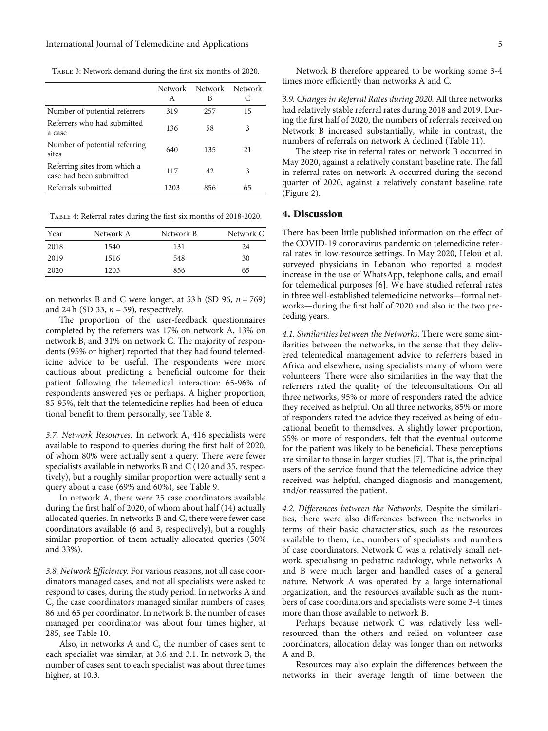Table 3: Network demand during the first six months of 2020.

| | Network A | Network B | Network C |
|---|---|---|---|
| Number of potential referrers | 319 | 257 | 15 |
| Referrers who had submitted a case | 136 | 58 | 3 |
| Number of potential referring sites | 640 | 135 | 21 |
| Referring sites from which a case had been submitted | 117 | 42 | 3 |
| Referrals submitted | 1203 | 856 | 65 |

Table 4: Referral rates during the first six months of 2018-2020.

| Year | Network A | Network B | Network C |
|---|---|---|---|
| 2018 | 1540 | 131 | 24 |
| 2019 | 1516 | 548 | 30 |
| 2020 | 1203 | 856 | 65 |

on networks B and C were longer, at 53 h (SD 96, $n = 769$) and 24 h (SD 33, $n = 59$), respectively.

The proportion of the user-feedback questionnaires completed by the referrers was 17% on network A, 13% on network B, and 31% on network C. The majority of respondents (95% or higher) reported that they had found telemedicine advice to be useful. The respondents were more cautious about predicting a beneficial outcome for their patient following the telemedical interaction: 65-96% of respondents answered yes or perhaps. A higher proportion, 85-95%, felt that the telemedicine replies had been of educational benefit to them personally, see Table 8.

*3.7. Network Resources.* In network A, 416 specialists were available to respond to queries during the first half of 2020, of whom 80% were actually sent a query. There were fewer specialists available in networks B and C (120 and 35, respectively), but a roughly similar proportion were actually sent a query about a case (69% and 60%), see Table 9.

In network A, there were 25 case coordinators available during the first half of 2020, of whom about half (14) actually allocated queries. In networks B and C, there were fewer case coordinators available (6 and 3, respectively), but a roughly similar proportion of them actually allocated queries (50% and 33%).

*3.8. Network Efficiency.* For various reasons, not all case coordinators managed cases, and not all specialists were asked to respond to cases, during the study period. In networks A and C, the case coordinators managed similar numbers of cases, 86 and 65 per coordinator. In network B, the number of cases managed per coordinator was about four times higher, at 285, see Table 10.

Also, in networks A and C, the number of cases sent to each specialist was similar, at 3.6 and 3.1. In network B, the number of cases sent to each specialist was about three times higher, at 10.3.

Network B therefore appeared to be working some 3-4 times more efficiently than networks A and C.

*3.9. Changes in Referral Rates during 2020.* All three networks had relatively stable referral rates during 2018 and 2019. During the first half of 2020, the numbers of referrals received on Network B increased substantially, while in contrast, the numbers of referrals on network A declined (Table 11).

The steep rise in referral rates on network B occurred in May 2020, against a relatively constant baseline rate. The fall in referral rates on network A occurred during the second quarter of 2020, against a relatively constant baseline rate (Figure 2).

## 4. Discussion

There has been little published information on the effect of the COVID-19 coronavirus pandemic on telemedicine referral rates in low-resource settings. In May 2020, Helou et al. surveyed physicians in Lebanon who reported a modest increase in the use of WhatsApp, telephone calls, and email for telemedical purposes [6]. We have studied referral rates in three well-established telemedicine networks—formal networks—during the first half of 2020 and also in the two preceding years.

*4.1. Similarities between the Networks.* There were some similarities between the networks, in the sense that they delivered telemedical management advice to referrers based in Africa and elsewhere, using specialists many of whom were volunteers. There were also similarities in the way that the referrers rated the quality of the teleconsultations. On all three networks, 95% or more of responders rated the advice they received as helpful. On all three networks, 85% or more of responders rated the advice they received as being of educational benefit to themselves. A slightly lower proportion, 65% or more of responders, felt that the eventual outcome for the patient was likely to be beneficial. These perceptions are similar to those in larger studies [7]. That is, the principal users of the service found that the telemedicine advice they received was helpful, changed diagnosis and management, and/or reassured the patient.

*4.2. Differences between the Networks.* Despite the similarities, there were also differences between the networks in terms of their basic characteristics, such as the resources available to them, i.e., numbers of specialists and numbers of case coordinators. Network C was a relatively small network, specialising in pediatric radiology, while networks A and B were much larger and handled cases of a general nature. Network A was operated by a large international organization, and the resources available such as the numbers of case coordinators and specialists were some 3-4 times more than those available to network B.

Perhaps because network C was relatively less well-resourced than the others and relied on volunteer case coordinators, allocation delay was longer than on networks A and B.

Resources may also explain the differences between the networks in their average length of time between the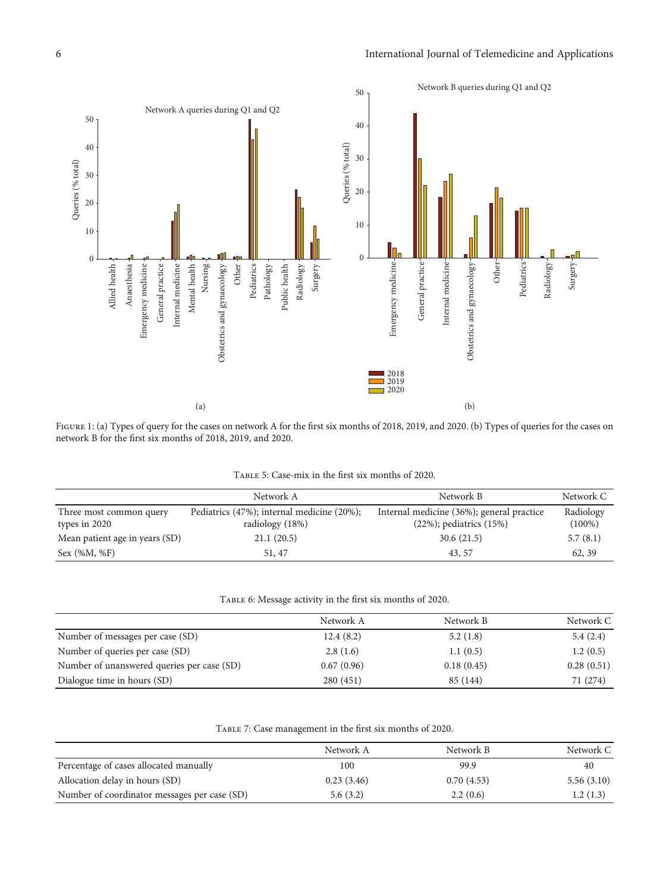Network A queries during Q1 and Q2

Queries (% total)

50
40
30
20
10
0

Allied health
Anaesthesia
Emergency medicine
General practice
Internal medicine
Mental health
Nursing
Obstetrics and gynaecology
Other
Pediatrics
Pathology
Public health
Radiology
Surgery

(a)

Network B queries during Q1 and Q2

Queries (% total)

50
40
30
20
10
0

Emergency medicine
General practice
Internal medicine
Obstetrics and gynaecology
Other
Pediatrics
Radiology
Surgery

2018
2019
2020

(b)

Figure 1: (a) Types of query for the cases on network A for the first six months of 2018, 2019, and 2020. (b) Types of queries for the cases on network B for the first six months of 2018, 2019, and 2020.

Table 5: Case-mix in the first six months of 2020.

| | Network A | Network B | Network C |
|---|---|---|---|
| Three most common query types in 2020 | Pediatrics (47%); internal medicine (20%); radiology (18%) | Internal medicine (36%); general practice (22%); pediatrics (15%) | Radiology (100%) |
| Mean patient age in years (SD) | 21.1 (20.5) | 30.6 (21.5) | 5.7 (8.1) |
| Sex (%M, %F) | 51, 47 | 43, 57 | 62, 39 |

Table 6: Message activity in the first six months of 2020.

| | Network A | Network B | Network C |
|---|---|---|---|
| Number of messages per case (SD) | 12.4 (8.2) | 5.2 (1.8) | 5.4 (2.4) |
| Number of queries per case (SD) | 2.8 (1.6) | 1.1 (0.5) | 1.2 (0.5) |
| Number of unanswered queries per case (SD) | 0.67 (0.96) | 0.18 (0.45) | 0.28 (0.51) |
| Dialogue time in hours (SD) | 280 (451) | 85 (144) | 71 (274) |

Table 7: Case management in the first six months of 2020.

| | Network A | Network B | Network C |
|---|---|---|---|
| Percentage of cases allocated manually | 100 | 99.9 | 40 |
| Allocation delay in hours (SD) | 0.23 (3.46) | 0.70 (4.53) | 5.56 (3.10) |
| Number of coordinator messages per case (SD) | 5.6 (3.2) | 2.2 (0.6) | 1.2 (1.3) |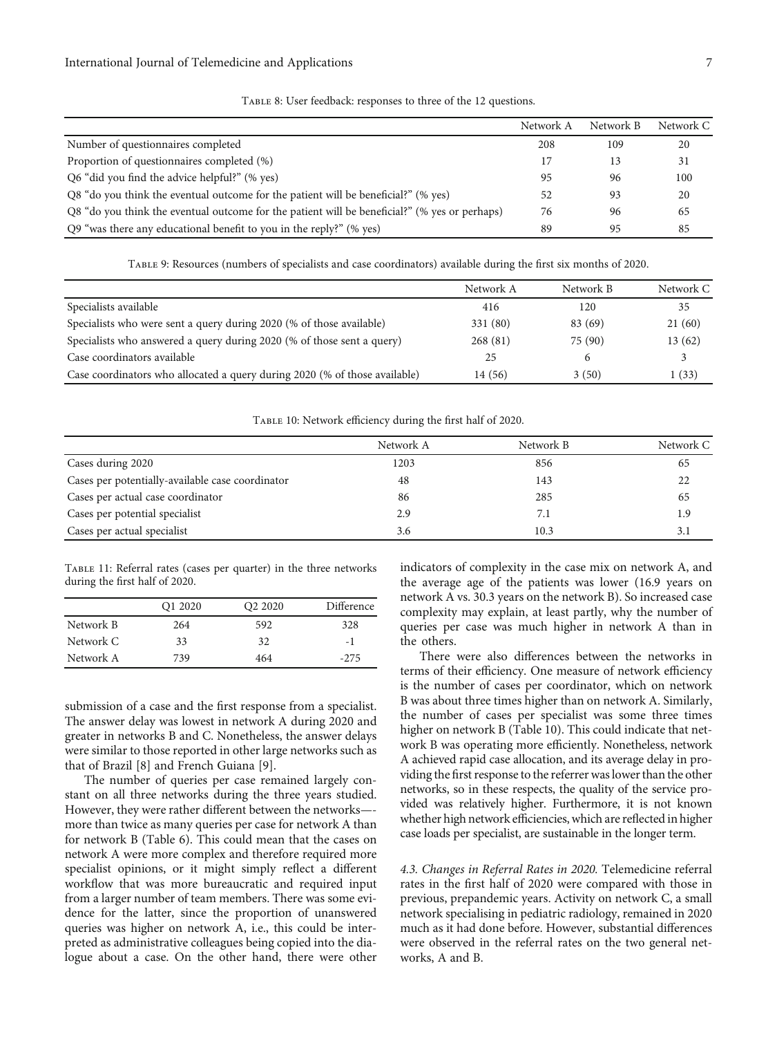Table 8: User feedback: responses to three of the 12 questions.

| | Network A | Network B | Network C |
|---|---|---|---|
| Number of questionnaires completed | 208 | 109 | 20 |
| Proportion of questionnaires completed (%) | 17 | 13 | 31 |
| Q6 "did you find the advice helpful?" (% yes) | 95 | 96 | 100 |
| Q8 "do you think the eventual outcome for the patient will be beneficial?" (% yes) | 52 | 93 | 20 |
| Q8 "do you think the eventual outcome for the patient will be beneficial?" (% yes or perhaps) | 76 | 96 | 65 |
| Q9 "was there any educational benefit to you in the reply?" (% yes) | 89 | 95 | 85 |

Table 9: Resources (numbers of specialists and case coordinators) available during the first six months of 2020.

| | Network A | Network B | Network C |
|---|---|---|---|
| Specialists available | 416 | 120 | 35 |
| Specialists who were sent a query during 2020 (% of those available) | 331 (80) | 83 (69) | 21 (60) |
| Specialists who answered a query during 2020 (% of those sent a query) | 268 (81) | 75 (90) | 13 (62) |
| Case coordinators available | 25 | 6 | 3 |
| Case coordinators who allocated a query during 2020 (% of those available) | 14 (56) | 3 (50) | 1 (33) |

Table 10: Network efficiency during the first half of 2020.

| | Network A | Network B | Network C |
|---|---|---|---|
| Cases during 2020 | 1203 | 856 | 65 |
| Cases per potentially-available case coordinator | 48 | 143 | 22 |
| Cases per actual case coordinator | 86 | 285 | 65 |
| Cases per potential specialist | 2.9 | 7.1 | 1.9 |
| Cases per actual specialist | 3.6 | 10.3 | 3.1 |

Table 11: Referral rates (cases per quarter) in the three networks during the first half of 2020.

| | Q1 2020 | Q2 2020 | Difference |
|---|---|---|---|
| Network B | 264 | 592 | 328 |
| Network C | 33 | 32 | -1 |
| Network A | 739 | 464 | -275 |

submission of a case and the first response from a specialist. The answer delay was lowest in network A during 2020 and greater in networks B and C. Nonetheless, the answer delays were similar to those reported in other large networks such as that of Brazil [8] and French Guiana [9].

The number of queries per case remained largely constant on all three networks during the three years studied. However, they were rather different between the networks—more than twice as many queries per case for network A than for network B (Table 6). This could mean that the cases on network A were more complex and therefore required more specialist opinions, or it might simply reflect a different workflow that was more bureaucratic and required input from a larger number of team members. There was some evidence for the latter, since the proportion of unanswered queries was higher on network A, i.e., this could be interpreted as administrative colleagues being copied into the dialogue about a case. On the other hand, there were other indicators of complexity in the case mix on network A, and the average age of the patients was lower (16.9 years on network A vs. 30.3 years on the network B). So increased case complexity may explain, at least partly, why the number of queries per case was much higher in network A than in the others.

There were also differences between the networks in terms of their efficiency. One measure of network efficiency is the number of cases per coordinator, which on network B was about three times higher than on network A. Similarly, the number of cases per specialist was some three times higher on network B (Table 10). This could indicate that network B was operating more efficiently. Nonetheless, network A achieved rapid case allocation, and its average delay in providing the first response to the referrer was lower than the other networks, so in these respects, the quality of the service provided was relatively higher. Furthermore, it is not known whether high network efficiencies, which are reflected in higher case loads per specialist, are sustainable in the longer term.

### 4.3. Changes in Referral Rates in 2020.

Telemedicine referral rates in the first half of 2020 were compared with those in previous, prepandemic years. Activity on network C, a small network specialising in pediatric radiology, remained in 2020 much as it had done before. However, substantial differences were observed in the referral rates on the two general networks, A and B.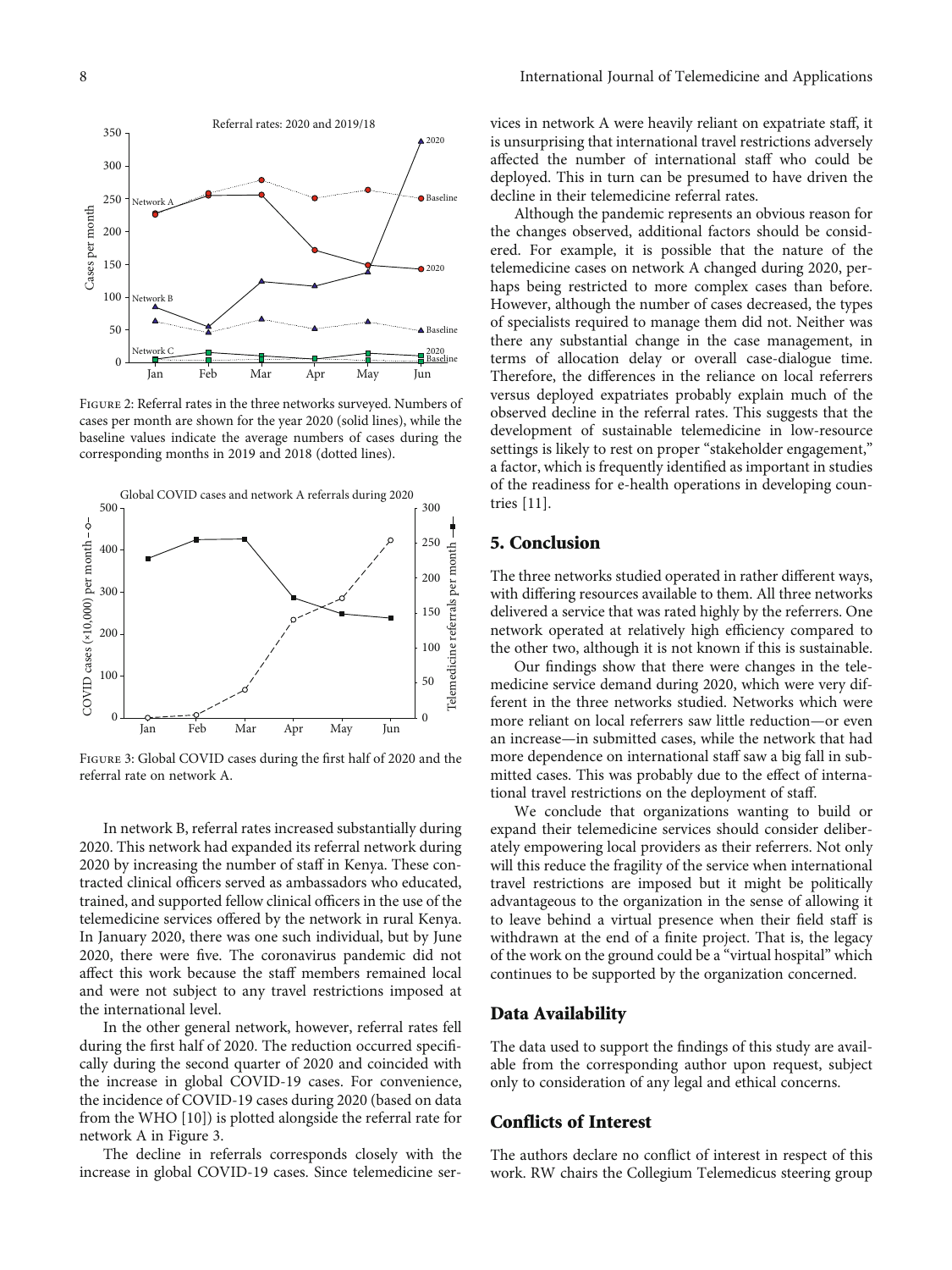Referral rates: 2020 and 2019/18

350
300
250
200
150
100
50
0

Cases per month

Jan Feb Mar Apr May Jun

Network A
Network B
Network C

2020
Baseline
2020
Baseline
2020
Baseline

Figure 2: Referral rates in the three networks surveyed. Numbers of cases per month are shown for the year 2020 (solid lines), while the baseline values indicate the average numbers of cases during the corresponding months in 2019 and 2018 (dotted lines).

Global COVID cases and network A referrals during 2020

500
400
300
200
100
0

COVID cases (×10,000) per month

300
250
200
150
100
50
0

Telemedicine referrals per month

Jan Feb Mar Apr May Jun

Figure 3: Global COVID cases during the first half of 2020 and the referral rate on network A.

In network B, referral rates increased substantially during 2020. This network had expanded its referral network during 2020 by increasing the number of staff in Kenya. These contracted clinical officers served as ambassadors who educated, trained, and supported fellow clinical officers in the use of the telemedicine services offered by the network in rural Kenya. In January 2020, there was one such individual, but by June 2020, there were five. The coronavirus pandemic did not affect this work because the staff members remained local and were not subject to any travel restrictions imposed at the international level.

In the other general network, however, referral rates fell during the first half of 2020. The reduction occurred specifically during the second quarter of 2020 and coincided with the increase in global COVID-19 cases. For convenience, the incidence of COVID-19 cases during 2020 (based on data from the WHO [10]) is plotted alongside the referral rate for network A in Figure 3.

The decline in referrals corresponds closely with the increase in global COVID-19 cases. Since telemedicine services in network A were heavily reliant on expatriate staff, it is unsurprising that international travel restrictions adversely affected the number of international staff who could be deployed. This in turn can be presumed to have driven the decline in their telemedicine referral rates.

Although the pandemic represents an obvious reason for the changes observed, additional factors should be considered. For example, it is possible that the nature of the telemedicine cases on network A changed during 2020, perhaps being restricted to more complex cases than before. However, although the number of cases decreased, the types of specialists required to manage them did not. Neither was there any substantial change in the case management, in terms of allocation delay or overall case-dialogue time. Therefore, the differences in the reliance on local referrers versus deployed expatriates probably explain much of the observed decline in the referral rates. This suggests that the development of sustainable telemedicine in low-resource settings is likely to rest on proper "stakeholder engagement," a factor, which is frequently identified as important in studies of the readiness for e-health operations in developing countries [11].

## 5. Conclusion

The three networks studied operated in rather different ways, with differing resources available to them. All three networks delivered a service that was rated highly by the referrers. One network operated at relatively high efficiency compared to the other two, although it is not known if this is sustainable.

Our findings show that there were changes in the telemedicine service demand during 2020, which were very different in the three networks studied. Networks which were more reliant on local referrers saw little reduction—or even an increase—in submitted cases, while the network that had more dependence on international staff saw a big fall in submitted cases. This was probably due to the effect of international travel restrictions on the deployment of staff.

We conclude that organizations wanting to build or expand their telemedicine services should consider deliberately empowering local providers as their referrers. Not only will this reduce the fragility of the service when international travel restrictions are imposed but it might be politically advantageous to the organization in the sense of allowing it to leave behind a virtual presence when their field staff is withdrawn at the end of a finite project. That is, the legacy of the work on the ground could be a "virtual hospital" which continues to be supported by the organization concerned.

## Data Availability

The data used to support the findings of this study are available from the corresponding author upon request, subject only to consideration of any legal and ethical concerns.

## Conflicts of Interest

The authors declare no conflict of interest in respect of this work. RW chairs the Collegium Telemedicus steering group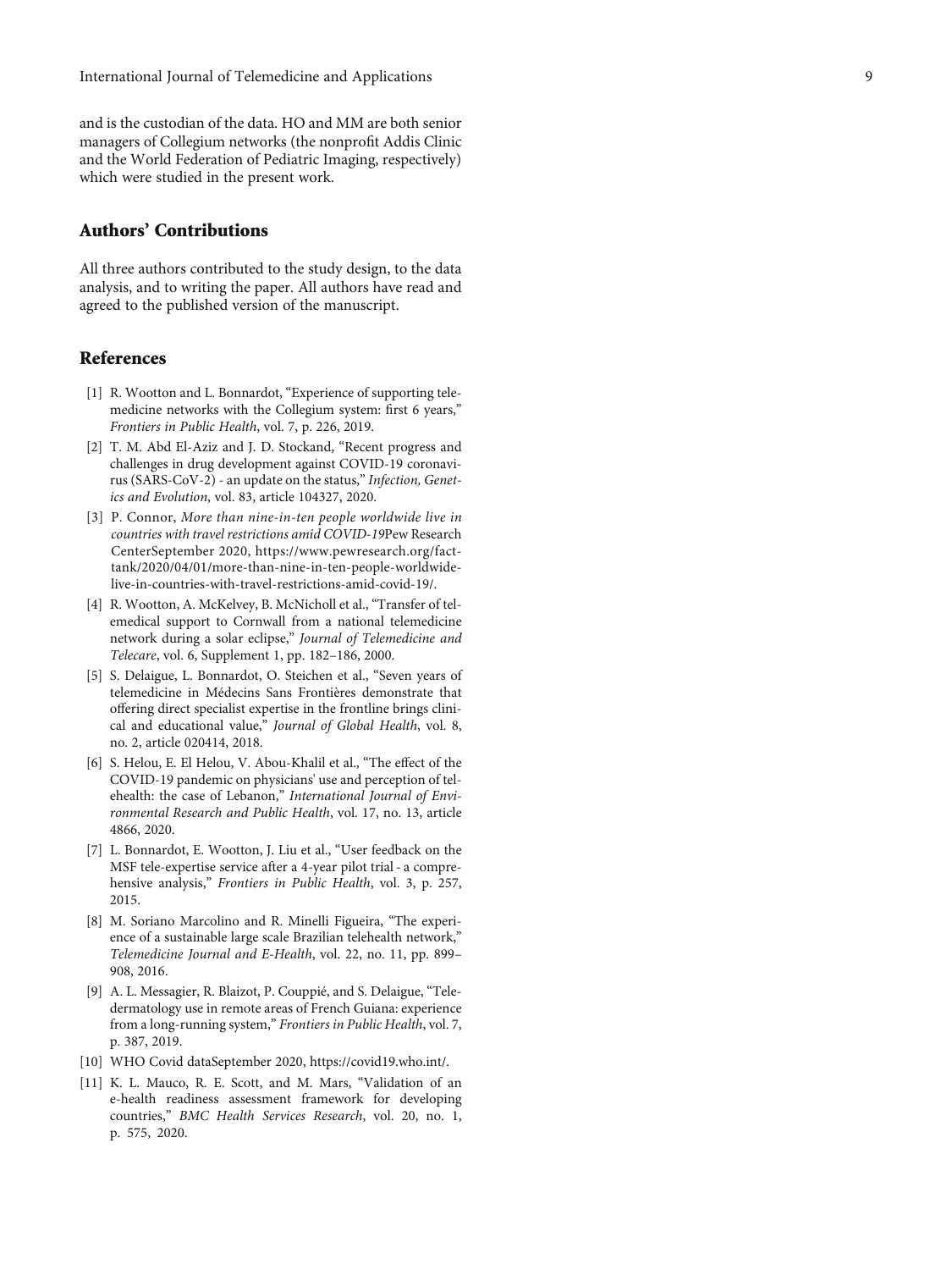and is the custodian of the data. HO and MM are both senior managers of Collegium networks (the nonprofit Addis Clinic and the World Federation of Pediatric Imaging, respectively) which were studied in the present work.

## Authors' Contributions

All three authors contributed to the study design, to the data analysis, and to writing the paper. All authors have read and agreed to the published version of the manuscript.

## References

[1] R. Wootton and L. Bonnardot, "Experience of supporting telemedicine networks with the Collegium system: first 6 years," *Frontiers in Public Health*, vol. 7, p. 226, 2019.

[2] T. M. Abd El-Aziz and J. D. Stockand, "Recent progress and challenges in drug development against COVID-19 coronavirus (SARS-CoV-2) - an update on the status," *Infection, Genetics and Evolution*, vol. 83, article 104327, 2020.

[3] P. Connor, *More than nine-in-ten people worldwide live in countries with travel restrictions amid COVID-19*Pew Research CenterSeptember 2020, https://www.pewresearch.org/fact-tank/2020/04/01/more-than-nine-in-ten-people-worldwide-live-in-countries-with-travel-restrictions-amid-covid-19/.

[4] R. Wootton, A. McKelvey, B. McNicholl et al., "Transfer of telemedical support to Cornwall from a national telemedicine network during a solar eclipse," *Journal of Telemedicine and Telecare*, vol. 6, Supplement 1, pp. 182–186, 2000.

[5] S. Delaigue, L. Bonnardot, O. Steichen et al., "Seven years of telemedicine in Médecins Sans Frontières demonstrate that offering direct specialist expertise in the frontline brings clinical and educational value," *Journal of Global Health*, vol. 8, no. 2, article 020414, 2018.

[6] S. Helou, E. El Helou, V. Abou-Khalil et al., "The effect of the COVID-19 pandemic on physicians' use and perception of telehealth: the case of Lebanon," *International Journal of Environmental Research and Public Health*, vol. 17, no. 13, article 4866, 2020.

[7] L. Bonnardot, E. Wootton, J. Liu et al., "User feedback on the MSF tele-expertise service after a 4-year pilot trial - a comprehensive analysis," *Frontiers in Public Health*, vol. 3, p. 257, 2015.

[8] M. Soriano Marcolino and R. Minelli Figueira, "The experience of a sustainable large scale Brazilian telehealth network," *Telemedicine Journal and E-Health*, vol. 22, no. 11, pp. 899–908, 2016.

[9] A. L. Messagier, R. Blaizot, P. Couppié, and S. Delaigue, "Teledermatology use in remote areas of French Guiana: experience from a long-running system," *Frontiers in Public Health*, vol. 7, p. 387, 2019.

[10] WHO Covid dataSeptember 2020, https://covid19.who.int/.

[11] K. L. Mauco, R. E. Scott, and M. Mars, "Validation of an e-health readiness assessment framework for developing countries," *BMC Health Services Research*, vol. 20, no. 1, p. 575, 2020.